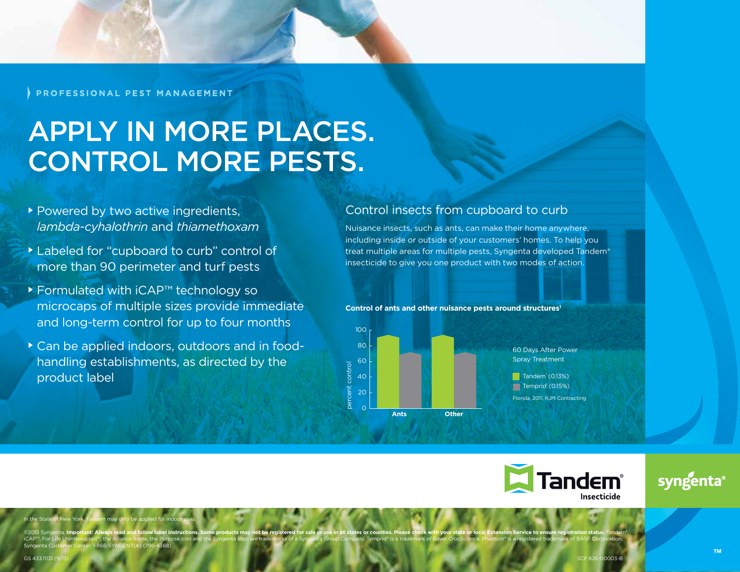PROFESSIONAL PEST MANAGEMENT

# APPLY IN MORE PLACES. CONTROL MORE PESTS.

- Powered by two active ingredients, *lambda-cyhalothrin* and *thiamethoxam*
- Labeled for "cupboard to curb" control of more than 90 perimeter and turf pests
- Formulated with iCAP™ technology so microcaps of multiple sizes provide immediate and long-term control for up to four months
- Can be applied indoors, outdoors and in food-handling establishments, as directed by the product label

## Control insects from cupboard to curb

Nuisance insects, such as ants, can make their home anywhere, including inside or outside of your customers' homes. To help you treat multiple areas for multiple pests, Syngenta developed Tandem® insecticide to give you one product with two modes of action.

**Control of ants and other nuisance pests around structures[1]**

60 Days After Power Spray Treatment

| | Tandem® (0.13%) | Temprid® (0.15%) |
|---|---|---|
| Ants | ~93 | ~71 |
| Other | ~93 | ~71 |

percent control

Florida, 2011, RJM Contracting

Tandem® Insecticide

syngenta®

In the State of New York, Tandem may only be applied for indoor uses.

©2013 Syngenta. **Important: Always read and follow label instructions. Some products may not be registered for sale or use in all states or counties. Please check with your state or local Extension Service to ensure registration status.** Tandem®, iCAP™, For Life Uninterrupted™, the Alliance frame, the Purpose icon and the Syngenta logo are trademarks of a Syngenta Group Company. Temprid® is a trademark of Bayer CropScience. Phantom® is a registered trademark of BASF Corporation. Syngenta Customer Center: 1-866-SYNGENT(A) (796-4368).

GS 433.11131 (9/13)

SCP 826-00003-B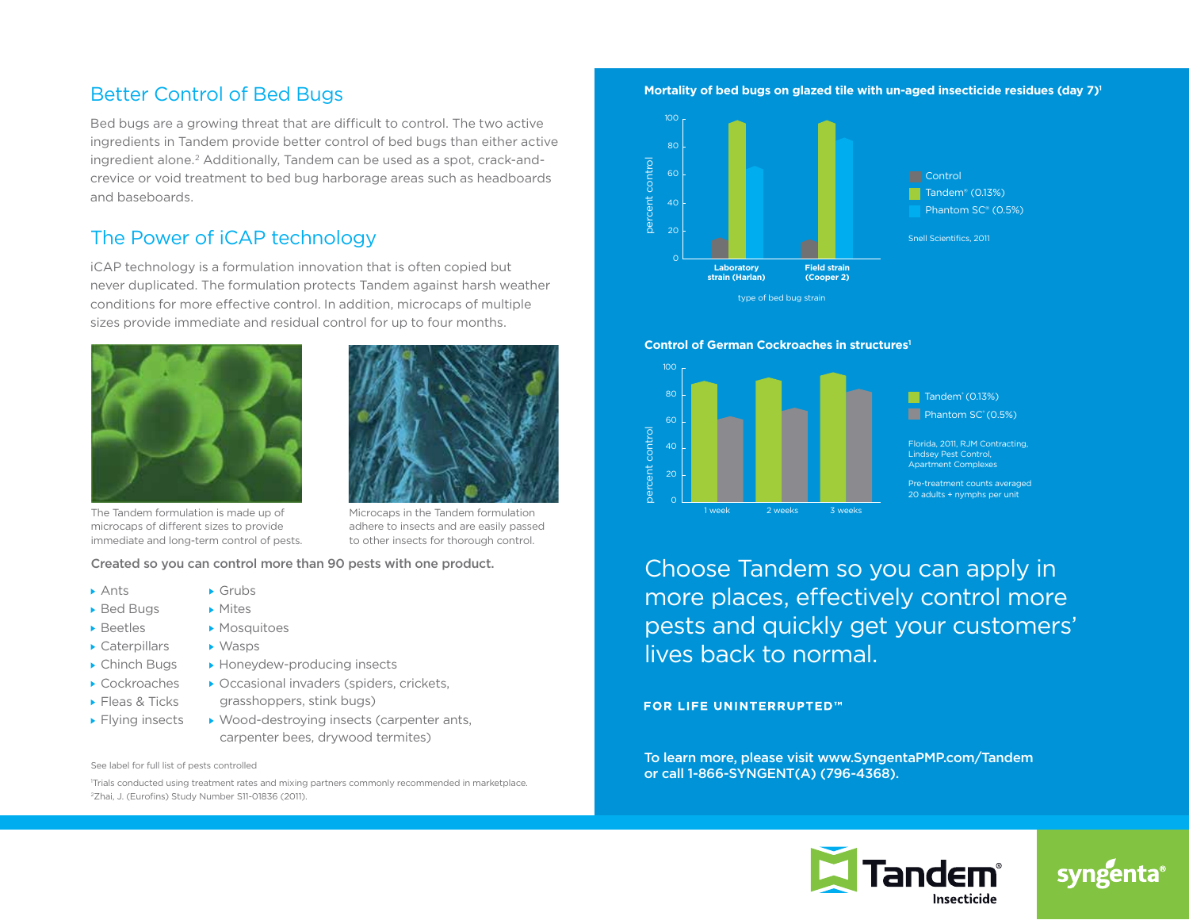## Better Control of Bed Bugs

Bed bugs are a growing threat that are difficult to control. The two active ingredients in Tandem provide better control of bed bugs than either active ingredient alone.[2] Additionally, Tandem can be used as a spot, crack-and-crevice or void treatment to bed bug harborage areas such as headboards and baseboards.

## The Power of iCAP technology

iCAP technology is a formulation innovation that is often copied but never duplicated. The formulation protects Tandem against harsh weather conditions for more effective control. In addition, microcaps of multiple sizes provide immediate and residual control for up to four months.

The Tandem formulation is made up of microcaps of different sizes to provide immediate and long-term control of pests.

Microcaps in the Tandem formulation adhere to insects and are easily passed to other insects for thorough control.

**Created so you can control more than 90 pests with one product.**

- Ants
- Bed Bugs
- Beetles
- Caterpillars
- Chinch Bugs
- Cockroaches
- Fleas & Ticks
- Flying insects
- Grubs
- Mites
- Mosquitoes
- Wasps
- Honeydew-producing insects
- Occasional invaders (spiders, crickets, grasshoppers, stink bugs)
- Wood-destroying insects (carpenter ants, carpenter bees, drywood termites)

See label for full list of pests controlled

[1]Trials conducted using treatment rates and mixing partners commonly recommended in marketplace.
[2]Zhai, J. (Eurofins) Study Number S11-01836 (2011).

**Mortality of bed bugs on glazed tile with un-aged insecticide residues (day 7)[1]**

percent control
0
20
40
60
80
100
Laboratory strain (Harlan)
Field strain (Cooper 2)
type of bed bug strain
Control
Tandem® (0.13%)
Phantom SC® (0.5%)
Snell Scientifics, 2011

**Control of German Cockroaches in structures[1]**

percent control
0
20
40
60
80
100
1 week
2 weeks
3 weeks
Tandem® (0.13%)
Phantom SC® (0.5%)
Florida, 2011, RJM Contracting, Lindsey Pest Control, Apartment Complexes
Pre-treatment counts averaged 20 adults + nymphs per unit

Choose Tandem so you can apply in more places, effectively control more pests and quickly get your customers' lives back to normal.

**FOR LIFE UNINTERRUPTED™**

**To learn more, please visit www.SyngentaPMP.com/Tandem or call 1-866-SYNGENT(A) (796-4368).**

Tandem® Insecticide

syngenta®